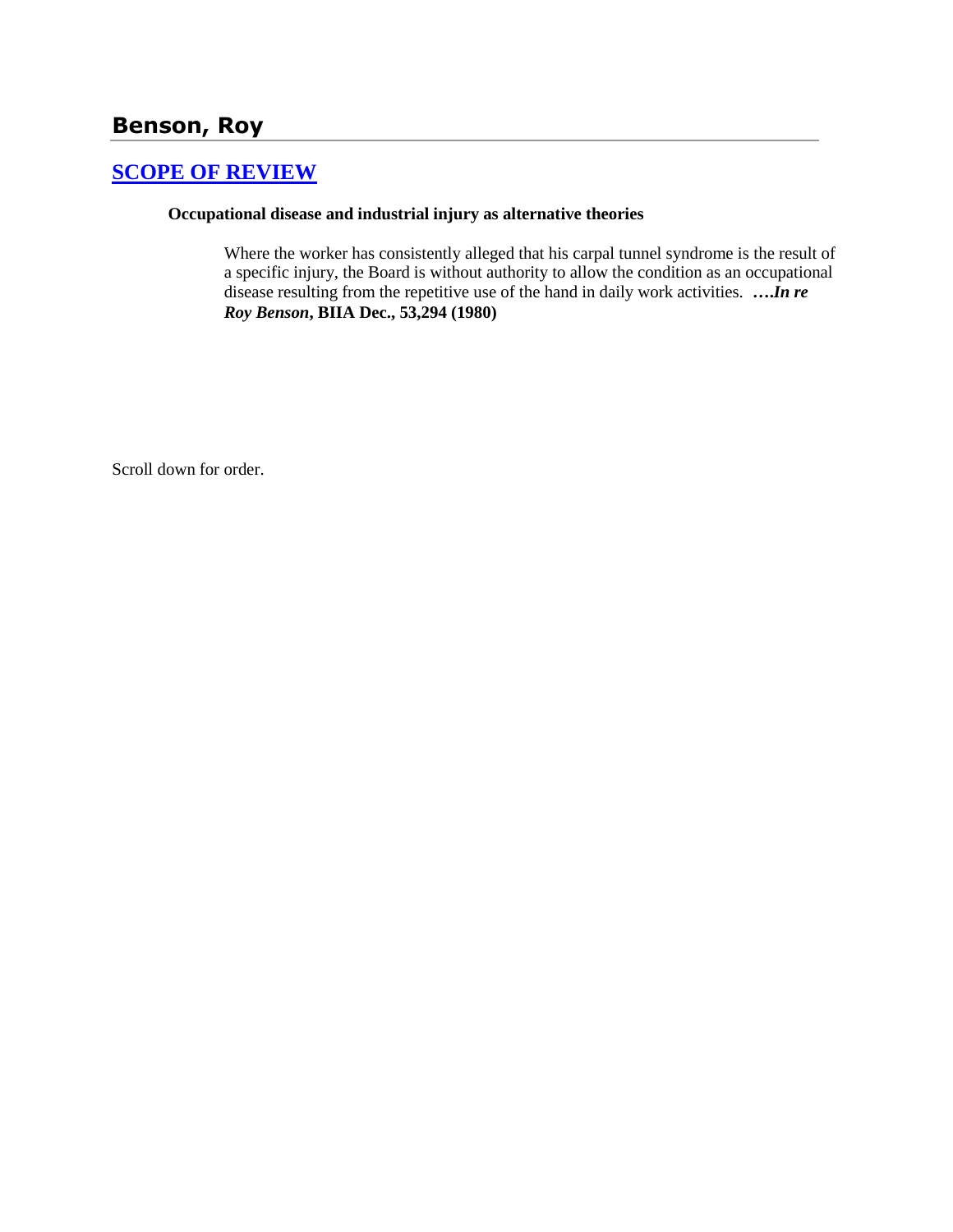# Benson, Roy

## [SCOPE OF REVIEW]

**Occupational disease and industrial injury as alternative theories**

> Where the worker has consistently alleged that his carpal tunnel syndrome is the result of a specific injury, the Board is without authority to allow the condition as an occupational disease resulting from the repetitive use of the hand in daily work activities. **….*In re Roy Benson*, BIIA Dec., 53,294 (1980)**

Scroll down for order.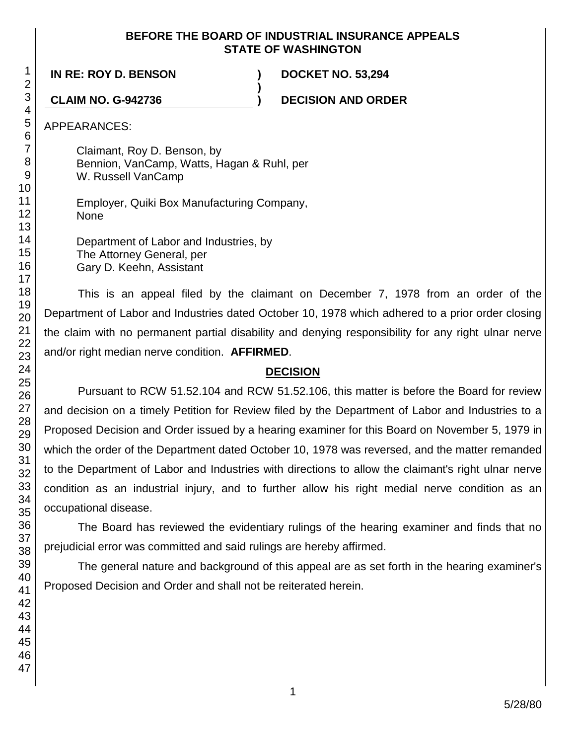**BEFORE THE BOARD OF INDUSTRIAL INSURANCE APPEALS**
**STATE OF WASHINGTON**

| | | |
|---|---|---|
| **IN RE: ROY D. BENSON** | **)** | **DOCKET NO. 53,294** |
| | **)** | |
| **CLAIM NO. G-942736** | **)** | **DECISION AND ORDER** |

APPEARANCES:

Claimant, Roy D. Benson, by
Bennion, VanCamp, Watts, Hagan & Ruhl, per
W. Russell VanCamp

Employer, Quiki Box Manufacturing Company,
None

Department of Labor and Industries, by
The Attorney General, per
Gary D. Keehn, Assistant

This is an appeal filed by the claimant on December 7, 1978 from an order of the Department of Labor and Industries dated October 10, 1978 which adhered to a prior order closing the claim with no permanent partial disability and denying responsibility for any right ulnar nerve and/or right median nerve condition. **AFFIRMED**.

## DECISION

Pursuant to RCW 51.52.104 and RCW 51.52.106, this matter is before the Board for review and decision on a timely Petition for Review filed by the Department of Labor and Industries to a Proposed Decision and Order issued by a hearing examiner for this Board on November 5, 1979 in which the order of the Department dated October 10, 1978 was reversed, and the matter remanded to the Department of Labor and Industries with directions to allow the claimant's right ulnar nerve condition as an industrial injury, and to further allow his right medial nerve condition as an occupational disease.

The Board has reviewed the evidentiary rulings of the hearing examiner and finds that no prejudicial error was committed and said rulings are hereby affirmed.

The general nature and background of this appeal are as set forth in the hearing examiner's Proposed Decision and Order and shall not be reiterated herein.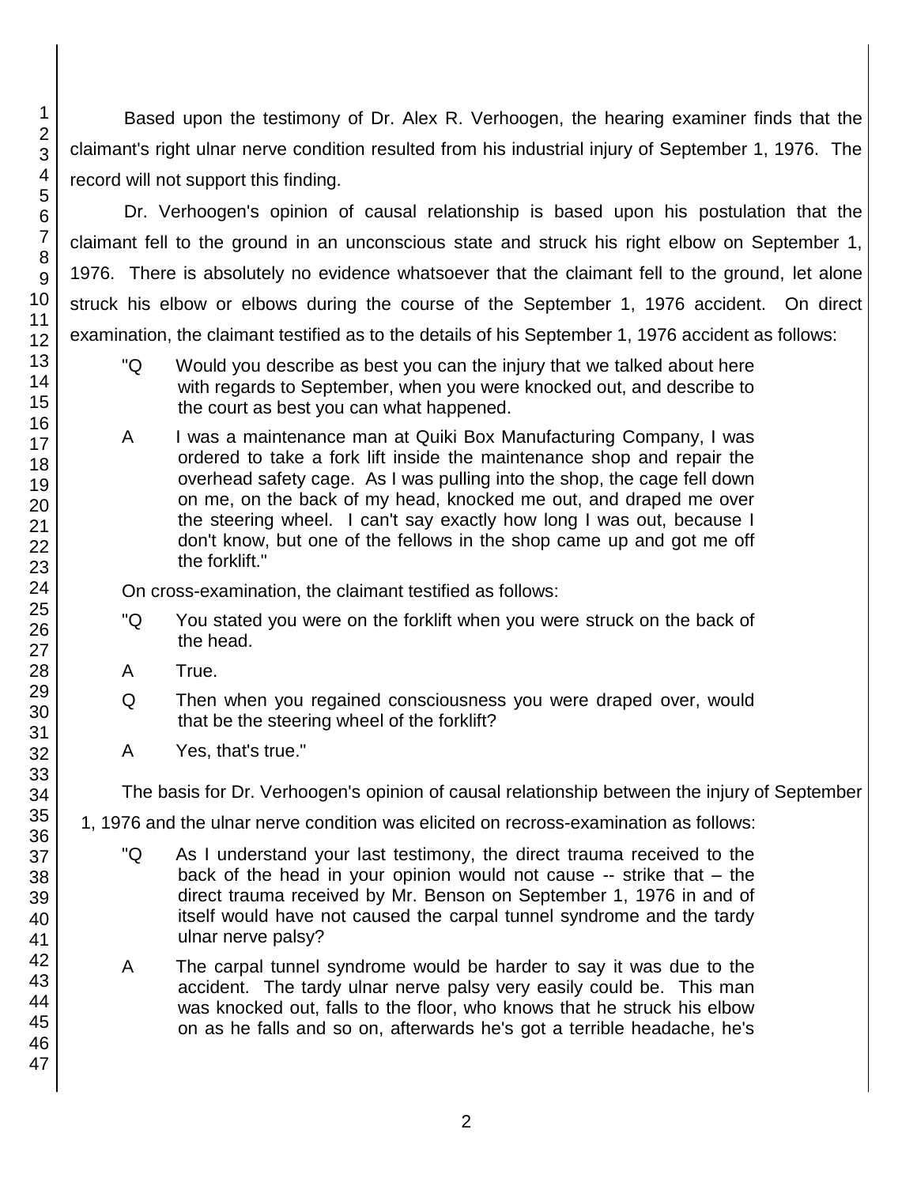Based upon the testimony of Dr. Alex R. Verhoogen, the hearing examiner finds that the claimant's right ulnar nerve condition resulted from his industrial injury of September 1, 1976. The record will not support this finding.

Dr. Verhoogen's opinion of causal relationship is based upon his postulation that the claimant fell to the ground in an unconscious state and struck his right elbow on September 1, 1976. There is absolutely no evidence whatsoever that the claimant fell to the ground, let alone struck his elbow or elbows during the course of the September 1, 1976 accident. On direct examination, the claimant testified as to the details of his September 1, 1976 accident as follows:

> "Q Would you describe as best you can the injury that we talked about here with regards to September, when you were knocked out, and describe to the court as best you can what happened.
>
> A I was a maintenance man at Quiki Box Manufacturing Company, I was ordered to take a fork lift inside the maintenance shop and repair the overhead safety cage. As I was pulling into the shop, the cage fell down on me, on the back of my head, knocked me out, and draped me over the steering wheel. I can't say exactly how long I was out, because I don't know, but one of the fellows in the shop came up and got me off the forklift."

On cross-examination, the claimant testified as follows:

> "Q You stated you were on the forklift when you were struck on the back of the head.
>
> A True.
>
> Q Then when you regained consciousness you were draped over, would that be the steering wheel of the forklift?
>
> A Yes, that's true."

The basis for Dr. Verhoogen's opinion of causal relationship between the injury of September 1, 1976 and the ulnar nerve condition was elicited on recross-examination as follows:

> "Q As I understand your last testimony, the direct trauma received to the back of the head in your opinion would not cause -- strike that – the direct trauma received by Mr. Benson on September 1, 1976 in and of itself would have not caused the carpal tunnel syndrome and the tardy ulnar nerve palsy?
>
> A The carpal tunnel syndrome would be harder to say it was due to the accident. The tardy ulnar nerve palsy very easily could be. This man was knocked out, falls to the floor, who knows that he struck his elbow on as he falls and so on, afterwards he's got a terrible headache, he's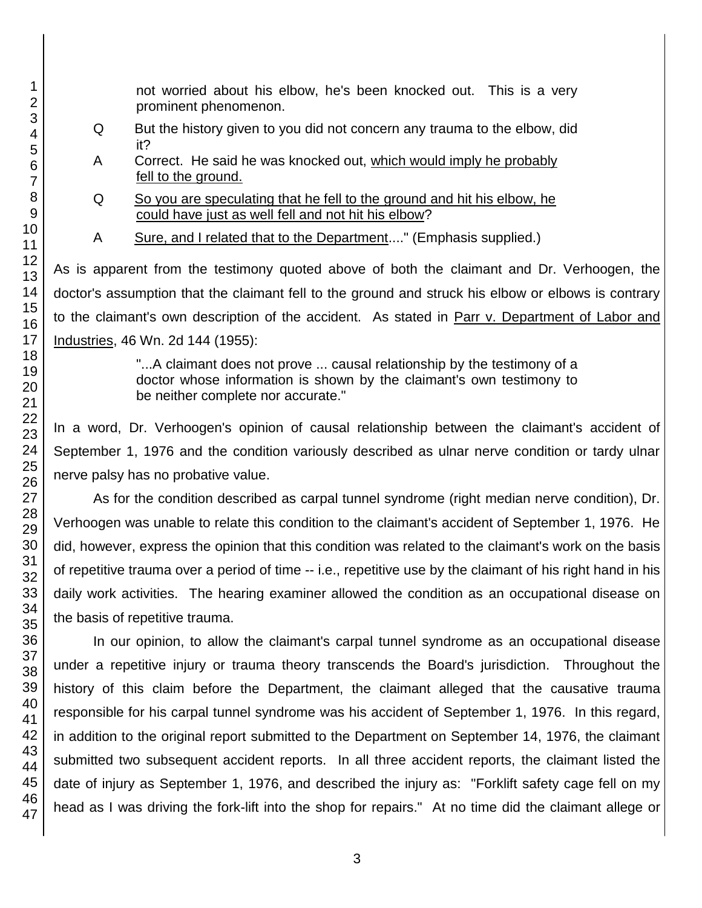not worried about his elbow, he's been knocked out. This is a very prominent phenomenon.

Q But the history given to you did not concern any trauma to the elbow, did it?

A Correct. He said he was knocked out, <u>which would imply he probably fell to the ground.</u>

Q <u>So you are speculating that he fell to the ground and hit his elbow, he could have just as well fell and not hit his elbow</u>?

A <u>Sure, and I related that to the Department</u>...." (Emphasis supplied.)

As is apparent from the testimony quoted above of both the claimant and Dr. Verhoogen, the doctor's assumption that the claimant fell to the ground and struck his elbow or elbows is contrary to the claimant's own description of the accident. As stated in <u>Parr v. Department of Labor and Industries</u>, 46 Wn. 2d 144 (1955):

> "...A claimant does not prove ... causal relationship by the testimony of a doctor whose information is shown by the claimant's own testimony to be neither complete nor accurate."

In a word, Dr. Verhoogen's opinion of causal relationship between the claimant's accident of September 1, 1976 and the condition variously described as ulnar nerve condition or tardy ulnar nerve palsy has no probative value.

As for the condition described as carpal tunnel syndrome (right median nerve condition), Dr. Verhoogen was unable to relate this condition to the claimant's accident of September 1, 1976. He did, however, express the opinion that this condition was related to the claimant's work on the basis of repetitive trauma over a period of time -- i.e., repetitive use by the claimant of his right hand in his daily work activities. The hearing examiner allowed the condition as an occupational disease on the basis of repetitive trauma.

In our opinion, to allow the claimant's carpal tunnel syndrome as an occupational disease under a repetitive injury or trauma theory transcends the Board's jurisdiction. Throughout the history of this claim before the Department, the claimant alleged that the causative trauma responsible for his carpal tunnel syndrome was his accident of September 1, 1976. In this regard, in addition to the original report submitted to the Department on September 14, 1976, the claimant submitted two subsequent accident reports. In all three accident reports, the claimant listed the date of injury as September 1, 1976, and described the injury as: "Forklift safety cage fell on my head as I was driving the fork-lift into the shop for repairs." At no time did the claimant allege or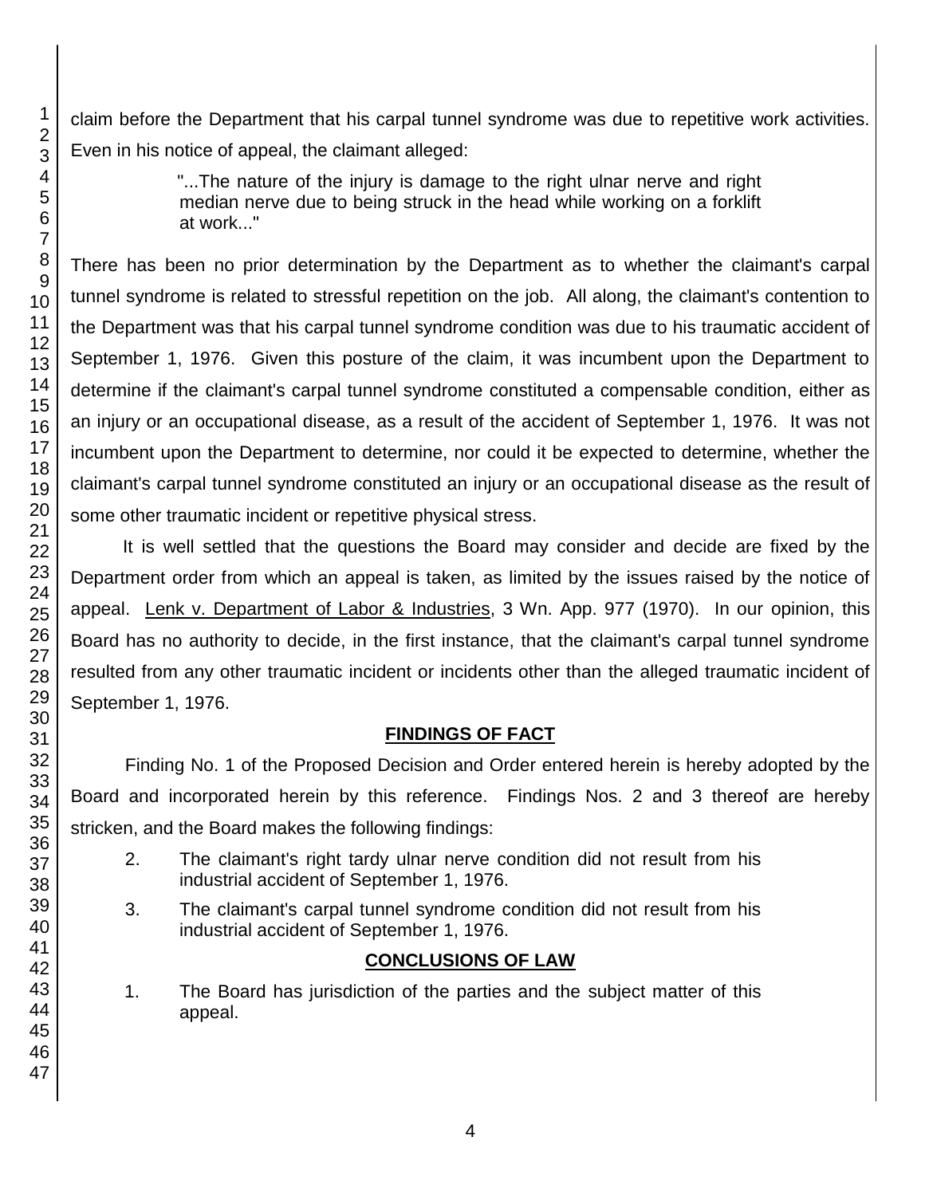claim before the Department that his carpal tunnel syndrome was due to repetitive work activities. Even in his notice of appeal, the claimant alleged:

> "...The nature of the injury is damage to the right ulnar nerve and right median nerve due to being struck in the head while working on a forklift at work..."

There has been no prior determination by the Department as to whether the claimant's carpal tunnel syndrome is related to stressful repetition on the job. All along, the claimant's contention to the Department was that his carpal tunnel syndrome condition was due to his traumatic accident of September 1, 1976. Given this posture of the claim, it was incumbent upon the Department to determine if the claimant's carpal tunnel syndrome constituted a compensable condition, either as an injury or an occupational disease, as a result of the accident of September 1, 1976. It was not incumbent upon the Department to determine, nor could it be expected to determine, whether the claimant's carpal tunnel syndrome constituted an injury or an occupational disease as the result of some other traumatic incident or repetitive physical stress.

It is well settled that the questions the Board may consider and decide are fixed by the Department order from which an appeal is taken, as limited by the issues raised by the notice of appeal. Lenk v. Department of Labor & Industries, 3 Wn. App. 977 (1970). In our opinion, this Board has no authority to decide, in the first instance, that the claimant's carpal tunnel syndrome resulted from any other traumatic incident or incidents other than the alleged traumatic incident of September 1, 1976.

## FINDINGS OF FACT

Finding No. 1 of the Proposed Decision and Order entered herein is hereby adopted by the Board and incorporated herein by this reference. Findings Nos. 2 and 3 thereof are hereby stricken, and the Board makes the following findings:

2. The claimant's right tardy ulnar nerve condition did not result from his industrial accident of September 1, 1976.

3. The claimant's carpal tunnel syndrome condition did not result from his industrial accident of September 1, 1976.

## CONCLUSIONS OF LAW

1. The Board has jurisdiction of the parties and the subject matter of this appeal.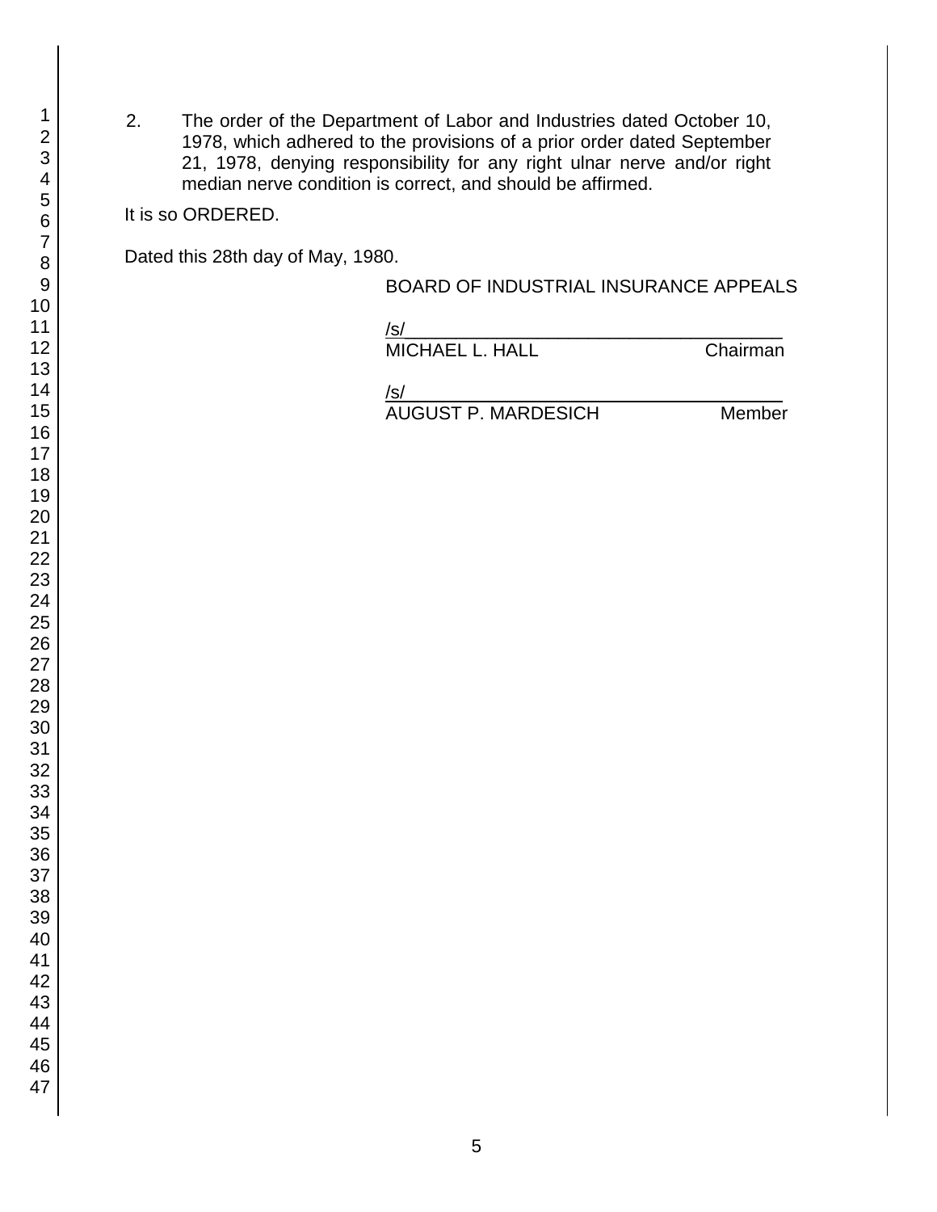2. The order of the Department of Labor and Industries dated October 10, 1978, which adhered to the provisions of a prior order dated September 21, 1978, denying responsibility for any right ulnar nerve and/or right median nerve condition is correct, and should be affirmed.

It is so ORDERED.

Dated this 28th day of May, 1980.

BOARD OF INDUSTRIAL INSURANCE APPEALS

/s/
MICHAEL L. HALL Chairman

/s/
AUGUST P. MARDESICH Member